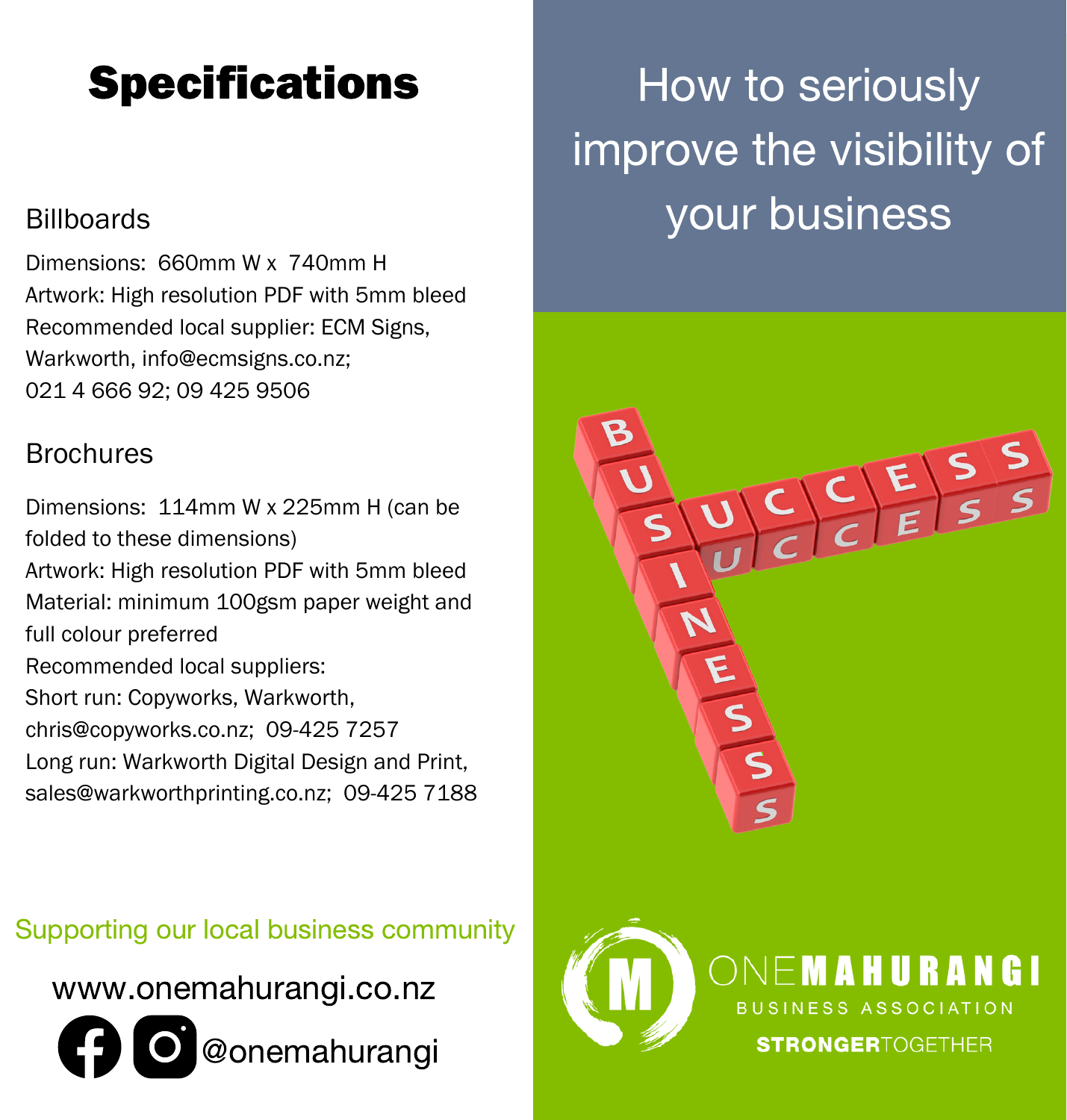# Specifications

## Billboards

Dimensions: 660mm W x 740mm H
Artwork: High resolution PDF with 5mm bleed
Recommended local supplier: ECM Signs, Warkworth, info@ecmsigns.co.nz; 021 4 666 92; 09 425 9506

## Brochures

Dimensions: 114mm W x 225mm H (can be folded to these dimensions)
Artwork: High resolution PDF with 5mm bleed
Material: minimum 100gsm paper weight and full colour preferred
Recommended local suppliers:
Short run: Copyworks, Warkworth, chris@copyworks.co.nz; 09-425 7257
Long run: Warkworth Digital Design and Print, sales@warkworthprinting.co.nz; 09-425 7188

Supporting our local business community

www.onemahurangi.co.nz

@onemahurangi

# How to seriously improve the visibility of your business

ONEMAHURANGI
BUSINESS ASSOCIATION
STRONGERTOGETHER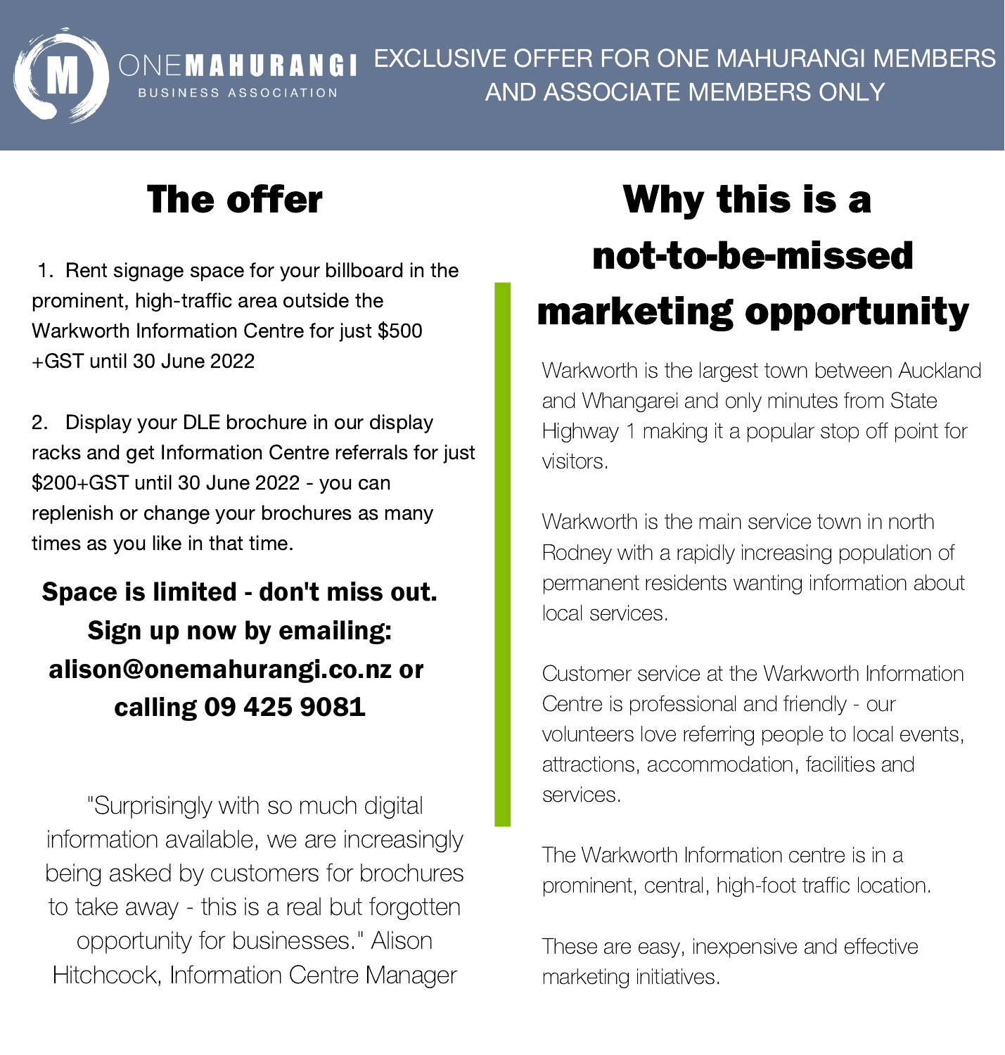ONE**MAHURANGI**
BUSINESS ASSOCIATION

EXCLUSIVE OFFER FOR ONE MAHURANGI MEMBERS AND ASSOCIATE MEMBERS ONLY

# The offer

1. Rent signage space for your billboard in the prominent, high-traffic area outside the Warkworth Information Centre for just $500 +GST until 30 June 2022

2. Display your DLE brochure in our display racks and get Information Centre referrals for just $200+GST until 30 June 2022 - you can replenish or change your brochures as many times as you like in that time.

**Space is limited - don't miss out. Sign up now by emailing: alison@onemahurangi.co.nz or calling 09 425 9081**

"Surprisingly with so much digital information available, we are increasingly being asked by customers for brochures to take away - this is a real but forgotten opportunity for businesses." Alison Hitchcock, Information Centre Manager

# Why this is a not-to-be-missed marketing opportunity

Warkworth is the largest town between Auckland and Whangarei and only minutes from State Highway 1 making it a popular stop off point for visitors.

Warkworth is the main service town in north Rodney with a rapidly increasing population of permanent residents wanting information about local services.

Customer service at the Warkworth Information Centre is professional and friendly - our volunteers love referring people to local events, attractions, accommodation, facilities and services.

The Warkworth Information centre is in a prominent, central, high-foot traffic location.

These are easy, inexpensive and effective marketing initiatives.